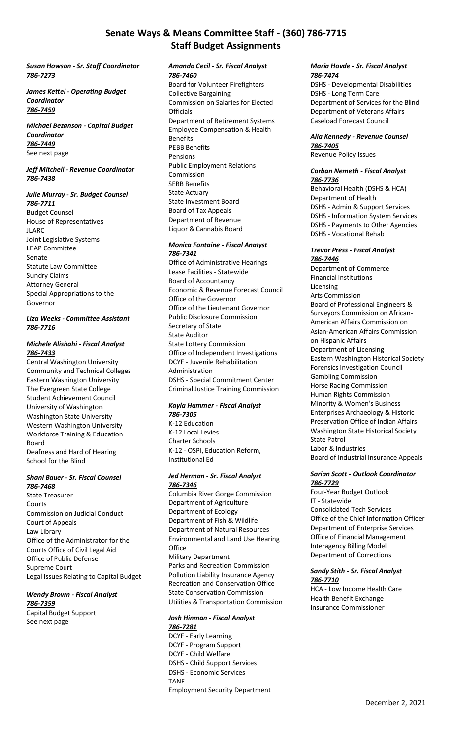# Senate Ways & Means Committee Staff - (360) 786-7715
## Staff Budget Assignments

***Susan Howson - Sr. Staff Coordinator***
***786-7273***

***James Kettel - Operating Budget Coordinator***
***786-7459***

***Michael Bezanson - Capital Budget Coordinator***
***786-7449***
See next page

***Jeff Mitchell - Revenue Coordinator***
***786-7438***

***Julie Murray - Sr. Budget Counsel***
***786-7711***
Budget Counsel
House of Representatives
JLARC
Joint Legislative Systems
LEAP Committee
Senate
Statute Law Committee
Sundry Claims
Attorney General
Special Appropriations to the Governor

***Liza Weeks - Committee Assistant***
***786-7716***

***Michele Alishahi - Fiscal Analyst***
***786-7433***
Central Washington University
Community and Technical Colleges
Eastern Washington University
The Evergreen State College
Student Achievement Council
University of Washington
Washington State University
Western Washington University
Workforce Training & Education Board
Deafness and Hard of Hearing
School for the Blind

***Shani Bauer - Sr. Fiscal Counsel***
***786-7468***
State Treasurer
Courts
Commission on Judicial Conduct
Court of Appeals
Law Library
Office of the Administrator for the Courts Office of Civil Legal Aid
Office of Public Defense
Supreme Court
Legal Issues Relating to Capital Budget

***Wendy Brown - Fiscal Analyst***
***786-7359***
Capital Budget Support
See next page

***Amanda Cecil - Sr. Fiscal Analyst***
***786-7460***
Board for Volunteer Firefighters
Collective Bargaining
Commission on Salaries for Elected Officials
Department of Retirement Systems
Employee Compensation & Health Benefits
PEBB Benefits
Pensions
Public Employment Relations Commission
SEBB Benefits
State Actuary
State Investment Board
Board of Tax Appeals
Department of Revenue
Liquor & Cannabis Board

***Monica Fontaine - Fiscal Analyst***
***786-7341***
Office of Administrative Hearings
Lease Facilities - Statewide
Board of Accountancy
Economic & Revenue Forecast Council
Office of the Governor
Office of the Lieutenant Governor
Public Disclosure Commission
Secretary of State
State Auditor
State Lottery Commission
Office of Independent Investigations
DCYF - Juvenile Rehabilitation Administration
DSHS - Special Commitment Center
Criminal Justice Training Commission

***Kayla Hammer - Fiscal Analyst***
***786-7305***
K-12 Education
K-12 Local Levies
Charter Schools
K-12 - OSPI, Education Reform, Institutional Ed

***Jed Herman - Sr. Fiscal Analyst***
***786-7346***
Columbia River Gorge Commission
Department of Agriculture
Department of Ecology
Department of Fish & Wildlife
Department of Natural Resources
Environmental and Land Use Hearing Office
Military Department
Parks and Recreation Commission
Pollution Liability Insurance Agency
Recreation and Conservation Office
State Conservation Commission
Utilities & Transportation Commission

***Josh Hinman - Fiscal Analyst***
***786-7281***
DCYF - Early Learning
DCYF - Program Support
DCYF - Child Welfare
DSHS - Child Support Services
DSHS - Economic Services
TANF
Employment Security Department

***Maria Hovde - Sr. Fiscal Analyst***
***786-7474***
DSHS - Developmental Disabilities
DSHS - Long Term Care
Department of Services for the Blind
Department of Veterans Affairs
Caseload Forecast Council

***Alia Kennedy - Revenue Counsel***
***786-7405***
Revenue Policy Issues

***Corban Nemeth - Fiscal Analyst***
***786-7736***
Behavioral Health (DSHS & HCA)
Department of Health
DSHS - Admin & Support Services
DSHS - Information System Services
DSHS - Payments to Other Agencies
DSHS - Vocational Rehab

***Trevor Press - Fiscal Analyst***
***786-7446***
Department of Commerce
Financial Institutions
Licensing
Arts Commission
Board of Professional Engineers & Surveyors Commission on African-American Affairs Commission on Asian-American Affairs Commission on Hispanic Affairs
Department of Licensing
Eastern Washington Historical Society
Forensics Investigation Council
Gambling Commission
Horse Racing Commission
Human Rights Commission
Minority & Women's Business Enterprises Archaeology & Historic Preservation Office of Indian Affairs
Washington State Historical Society
State Patrol
Labor & Industries
Board of Industrial Insurance Appeals

***Sarian Scott - Outlook Coordinator***
***786-7729***
Four-Year Budget Outlook
IT - Statewide
Consolidated Tech Services
Office of the Chief Information Officer
Department of Enterprise Services
Office of Financial Management
Interagency Billing Model
Department of Corrections

***Sandy Stith - Sr. Fiscal Analyst***
***786-7710***
HCA - Low Income Health Care
Health Benefit Exchange
Insurance Commissioner

December 2, 2021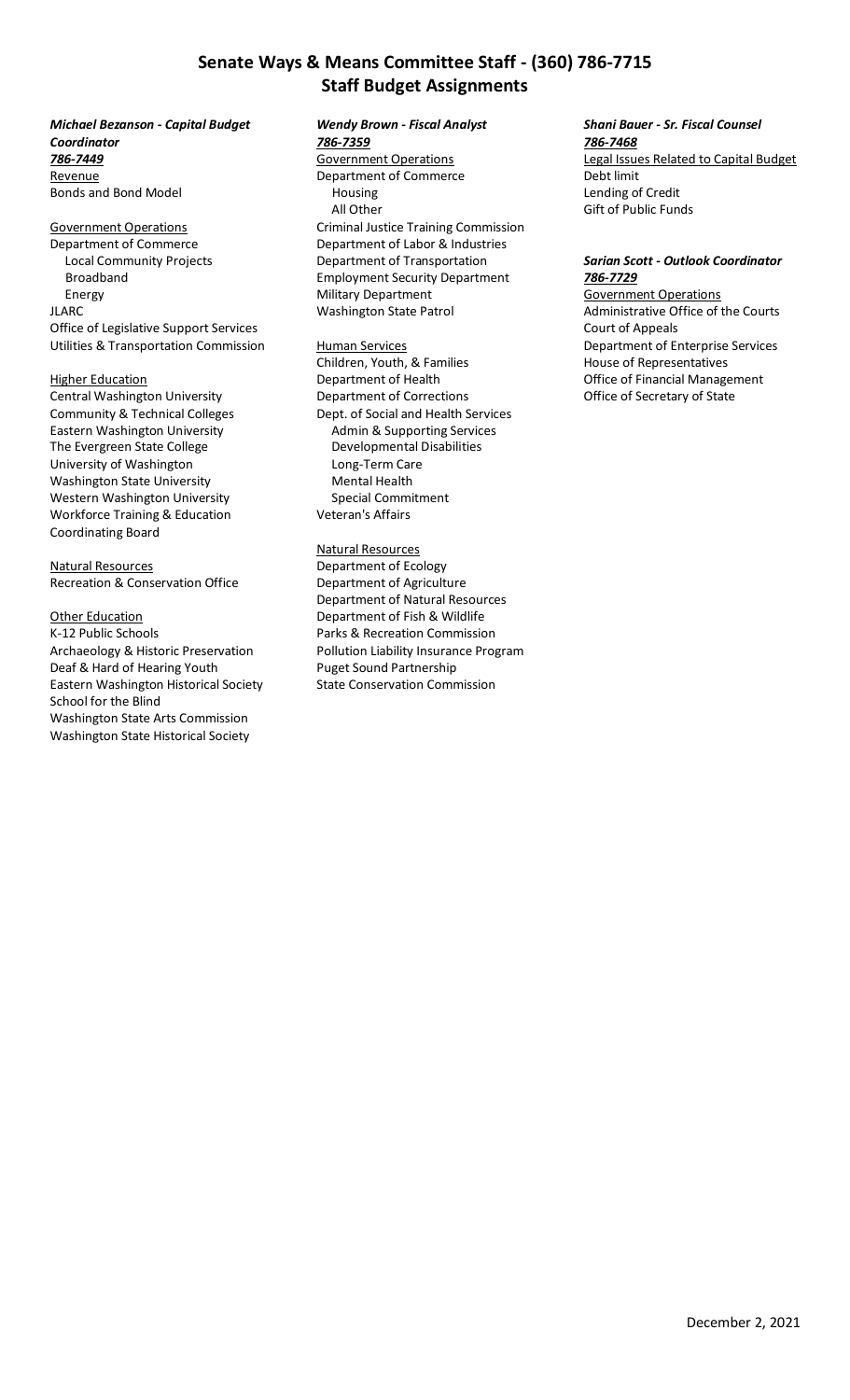# Senate Ways & Means Committee Staff - (360) 786-7715
## Staff Budget Assignments

***Michael Bezanson - Capital Budget Coordinator***
***786-7449***

Revenue
Bonds and Bond Model

Government Operations
Department of Commerce
- Local Community Projects
- Broadband
- Energy

JLARC
Office of Legislative Support Services
Utilities & Transportation Commission

Higher Education
Central Washington University
Community & Technical Colleges
Eastern Washington University
The Evergreen State College
University of Washington
Washington State University
Western Washington University
Workforce Training & Education Coordinating Board

Natural Resources
Recreation & Conservation Office

Other Education
K-12 Public Schools
Archaeology & Historic Preservation
Deaf & Hard of Hearing Youth
Eastern Washington Historical Society
School for the Blind
Washington State Arts Commission
Washington State Historical Society

***Wendy Brown - Fiscal Analyst***
***786-7359***

Government Operations
Department of Commerce
- Housing
- All Other

Criminal Justice Training Commission
Department of Labor & Industries
Department of Transportation
Employment Security Department
Military Department
Washington State Patrol

Human Services
Children, Youth, & Families
Department of Health
Department of Corrections
Dept. of Social and Health Services
- Admin & Supporting Services
- Developmental Disabilities
- Long-Term Care
- Mental Health
- Special Commitment

Veteran's Affairs

Natural Resources
Department of Ecology
Department of Agriculture
Department of Natural Resources
Department of Fish & Wildlife
Parks & Recreation Commission
Pollution Liability Insurance Program
Puget Sound Partnership
State Conservation Commission

***Shani Bauer - Sr. Fiscal Counsel***
***786-7468***

Legal Issues Related to Capital Budget
Debt limit
Lending of Credit
Gift of Public Funds

***Sarian Scott - Outlook Coordinator***
***786-7729***

Government Operations
Administrative Office of the Courts
Court of Appeals
Department of Enterprise Services
House of Representatives
Office of Financial Management
Office of Secretary of State

December 2, 2021